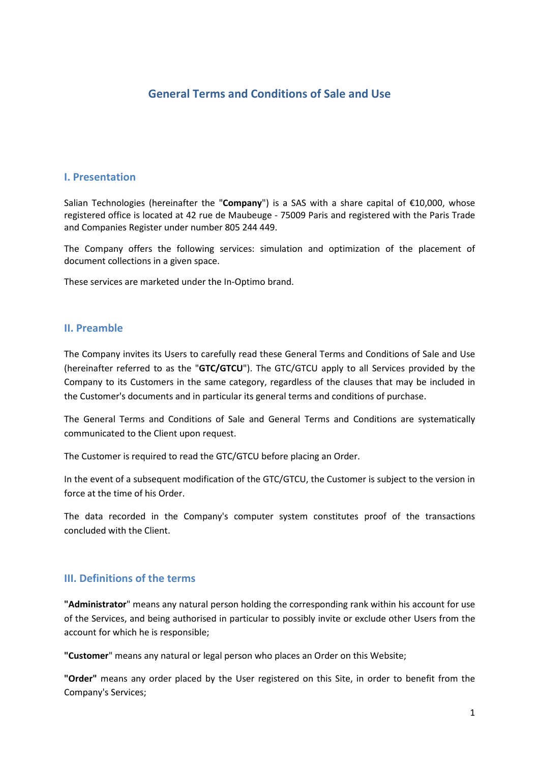# General Terms and Conditions of Sale and Use

## I. Presentation

Salian Technologies (hereinafter the "**Company**") is a SAS with a share capital of €10,000, whose registered office is located at 42 rue de Maubeuge - 75009 Paris and registered with the Paris Trade and Companies Register under number 805 244 449.

The Company offers the following services: simulation and optimization of the placement of document collections in a given space.

These services are marketed under the In-Optimo brand.

## II. Preamble

The Company invites its Users to carefully read these General Terms and Conditions of Sale and Use (hereinafter referred to as the "**GTC/GTCU**"). The GTC/GTCU apply to all Services provided by the Company to its Customers in the same category, regardless of the clauses that may be included in the Customer's documents and in particular its general terms and conditions of purchase.

The General Terms and Conditions of Sale and General Terms and Conditions are systematically communicated to the Client upon request.

The Customer is required to read the GTC/GTCU before placing an Order.

In the event of a subsequent modification of the GTC/GTCU, the Customer is subject to the version in force at the time of his Order.

The data recorded in the Company's computer system constitutes proof of the transactions concluded with the Client.

## III. Definitions of the terms

**"Administrator**" means any natural person holding the corresponding rank within his account for use of the Services, and being authorised in particular to possibly invite or exclude other Users from the account for which he is responsible;

**"Customer**" means any natural or legal person who places an Order on this Website;

**"Order"** means any order placed by the User registered on this Site, in order to benefit from the Company's Services;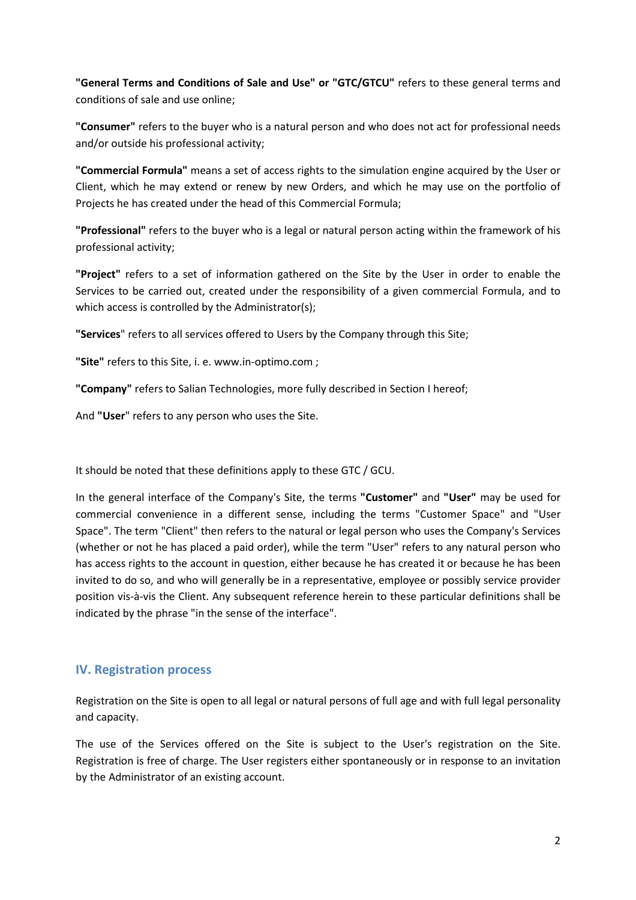**"General Terms and Conditions of Sale and Use" or "GTC/GTCU"** refers to these general terms and conditions of sale and use online;

**"Consumer"** refers to the buyer who is a natural person and who does not act for professional needs and/or outside his professional activity;

**"Commercial Formula"** means a set of access rights to the simulation engine acquired by the User or Client, which he may extend or renew by new Orders, and which he may use on the portfolio of Projects he has created under the head of this Commercial Formula;

**"Professional"** refers to the buyer who is a legal or natural person acting within the framework of his professional activity;

**"Project"** refers to a set of information gathered on the Site by the User in order to enable the Services to be carried out, created under the responsibility of a given commercial Formula, and to which access is controlled by the Administrator(s);

**"Services**" refers to all services offered to Users by the Company through this Site;

**"Site"** refers to this Site, i. e. www.in-optimo.com ;

**"Company"** refers to Salian Technologies, more fully described in Section I hereof;

And **"User**" refers to any person who uses the Site.

It should be noted that these definitions apply to these GTC / GCU.

In the general interface of the Company's Site, the terms **"Customer"** and **"User"** may be used for commercial convenience in a different sense, including the terms "Customer Space" and "User Space". The term "Client" then refers to the natural or legal person who uses the Company's Services (whether or not he has placed a paid order), while the term "User" refers to any natural person who has access rights to the account in question, either because he has created it or because he has been invited to do so, and who will generally be in a representative, employee or possibly service provider position vis-à-vis the Client. Any subsequent reference herein to these particular definitions shall be indicated by the phrase "in the sense of the interface".

## IV. Registration process

Registration on the Site is open to all legal or natural persons of full age and with full legal personality and capacity.

The use of the Services offered on the Site is subject to the User's registration on the Site. Registration is free of charge. The User registers either spontaneously or in response to an invitation by the Administrator of an existing account.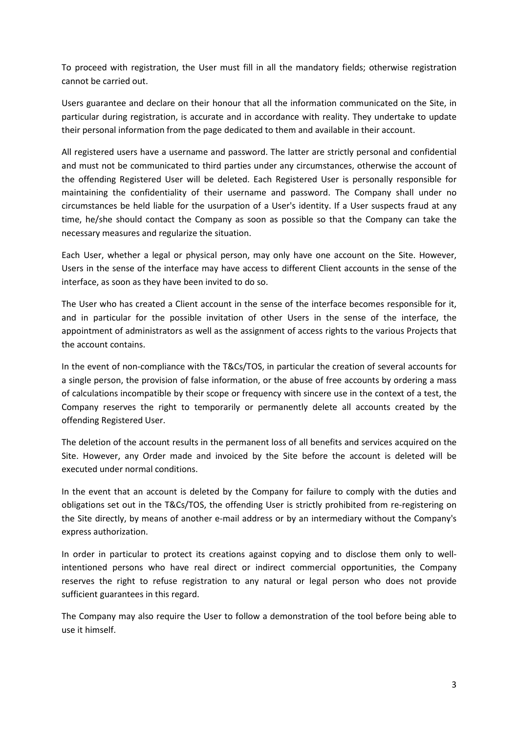To proceed with registration, the User must fill in all the mandatory fields; otherwise registration cannot be carried out.

Users guarantee and declare on their honour that all the information communicated on the Site, in particular during registration, is accurate and in accordance with reality. They undertake to update their personal information from the page dedicated to them and available in their account.

All registered users have a username and password. The latter are strictly personal and confidential and must not be communicated to third parties under any circumstances, otherwise the account of the offending Registered User will be deleted. Each Registered User is personally responsible for maintaining the confidentiality of their username and password. The Company shall under no circumstances be held liable for the usurpation of a User's identity. If a User suspects fraud at any time, he/she should contact the Company as soon as possible so that the Company can take the necessary measures and regularize the situation.

Each User, whether a legal or physical person, may only have one account on the Site. However, Users in the sense of the interface may have access to different Client accounts in the sense of the interface, as soon as they have been invited to do so.

The User who has created a Client account in the sense of the interface becomes responsible for it, and in particular for the possible invitation of other Users in the sense of the interface, the appointment of administrators as well as the assignment of access rights to the various Projects that the account contains.

In the event of non-compliance with the T&Cs/TOS, in particular the creation of several accounts for a single person, the provision of false information, or the abuse of free accounts by ordering a mass of calculations incompatible by their scope or frequency with sincere use in the context of a test, the Company reserves the right to temporarily or permanently delete all accounts created by the offending Registered User.

The deletion of the account results in the permanent loss of all benefits and services acquired on the Site. However, any Order made and invoiced by the Site before the account is deleted will be executed under normal conditions.

In the event that an account is deleted by the Company for failure to comply with the duties and obligations set out in the T&Cs/TOS, the offending User is strictly prohibited from re-registering on the Site directly, by means of another e-mail address or by an intermediary without the Company's express authorization.

In order in particular to protect its creations against copying and to disclose them only to well-intentioned persons who have real direct or indirect commercial opportunities, the Company reserves the right to refuse registration to any natural or legal person who does not provide sufficient guarantees in this regard.

The Company may also require the User to follow a demonstration of the tool before being able to use it himself.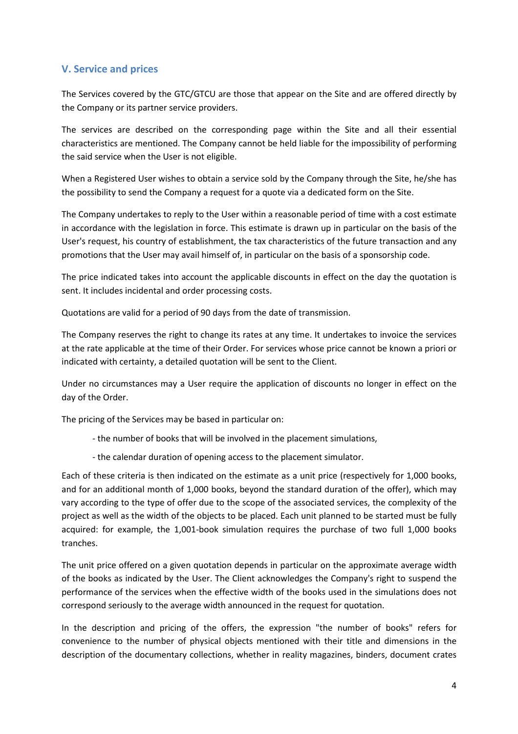## V. Service and prices

The Services covered by the GTC/GTCU are those that appear on the Site and are offered directly by the Company or its partner service providers.

The services are described on the corresponding page within the Site and all their essential characteristics are mentioned. The Company cannot be held liable for the impossibility of performing the said service when the User is not eligible.

When a Registered User wishes to obtain a service sold by the Company through the Site, he/she has the possibility to send the Company a request for a quote via a dedicated form on the Site.

The Company undertakes to reply to the User within a reasonable period of time with a cost estimate in accordance with the legislation in force. This estimate is drawn up in particular on the basis of the User's request, his country of establishment, the tax characteristics of the future transaction and any promotions that the User may avail himself of, in particular on the basis of a sponsorship code.

The price indicated takes into account the applicable discounts in effect on the day the quotation is sent. It includes incidental and order processing costs.

Quotations are valid for a period of 90 days from the date of transmission.

The Company reserves the right to change its rates at any time. It undertakes to invoice the services at the rate applicable at the time of their Order. For services whose price cannot be known a priori or indicated with certainty, a detailed quotation will be sent to the Client.

Under no circumstances may a User require the application of discounts no longer in effect on the day of the Order.

The pricing of the Services may be based in particular on:

- the number of books that will be involved in the placement simulations,
- the calendar duration of opening access to the placement simulator.

Each of these criteria is then indicated on the estimate as a unit price (respectively for 1,000 books, and for an additional month of 1,000 books, beyond the standard duration of the offer), which may vary according to the type of offer due to the scope of the associated services, the complexity of the project as well as the width of the objects to be placed. Each unit planned to be started must be fully acquired: for example, the 1,001-book simulation requires the purchase of two full 1,000 books tranches.

The unit price offered on a given quotation depends in particular on the approximate average width of the books as indicated by the User. The Client acknowledges the Company's right to suspend the performance of the services when the effective width of the books used in the simulations does not correspond seriously to the average width announced in the request for quotation.

In the description and pricing of the offers, the expression "the number of books" refers for convenience to the number of physical objects mentioned with their title and dimensions in the description of the documentary collections, whether in reality magazines, binders, document crates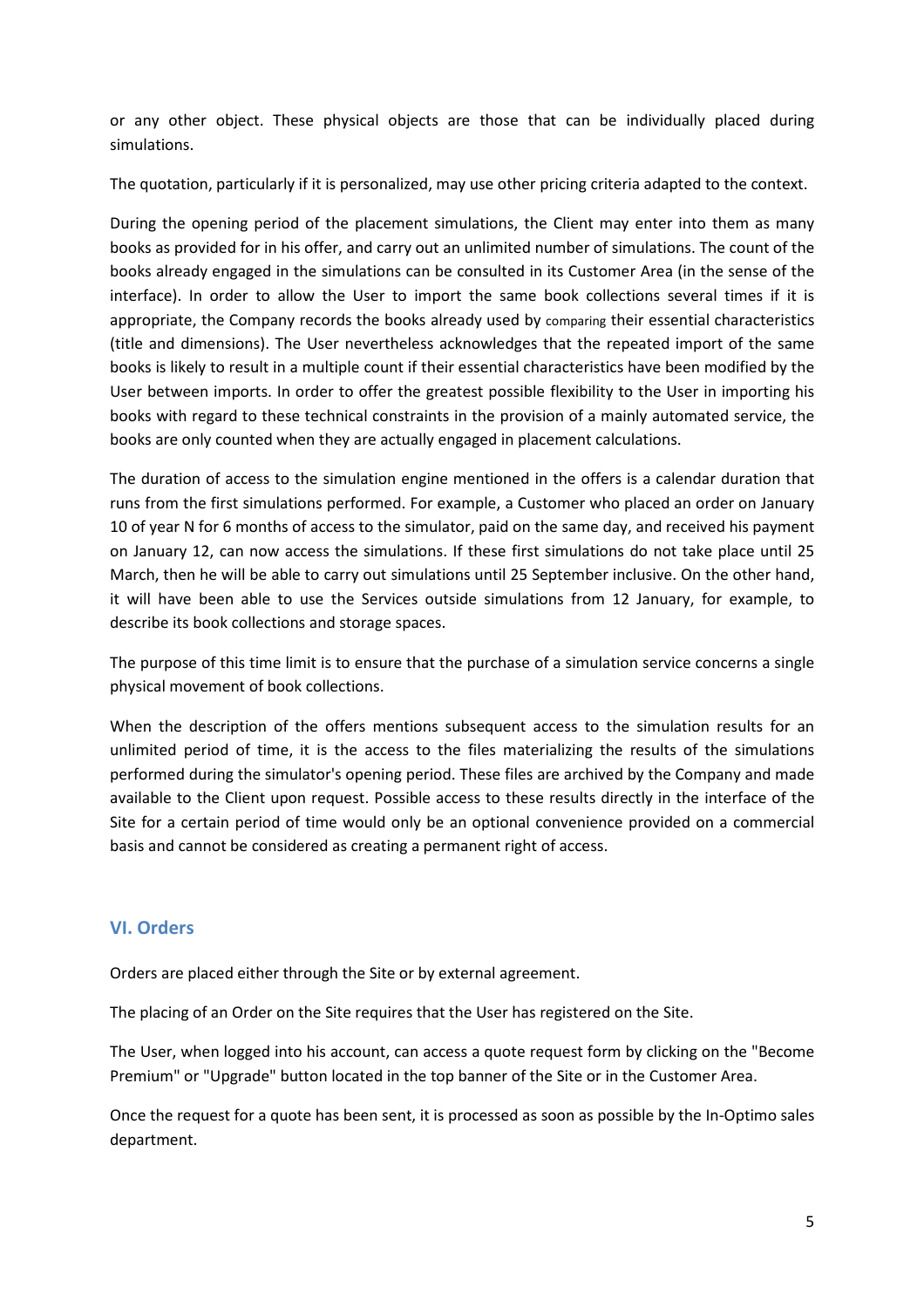or any other object. These physical objects are those that can be individually placed during simulations.

The quotation, particularly if it is personalized, may use other pricing criteria adapted to the context.

During the opening period of the placement simulations, the Client may enter into them as many books as provided for in his offer, and carry out an unlimited number of simulations. The count of the books already engaged in the simulations can be consulted in its Customer Area (in the sense of the interface). In order to allow the User to import the same book collections several times if it is appropriate, the Company records the books already used by comparing their essential characteristics (title and dimensions). The User nevertheless acknowledges that the repeated import of the same books is likely to result in a multiple count if their essential characteristics have been modified by the User between imports. In order to offer the greatest possible flexibility to the User in importing his books with regard to these technical constraints in the provision of a mainly automated service, the books are only counted when they are actually engaged in placement calculations.

The duration of access to the simulation engine mentioned in the offers is a calendar duration that runs from the first simulations performed. For example, a Customer who placed an order on January 10 of year N for 6 months of access to the simulator, paid on the same day, and received his payment on January 12, can now access the simulations. If these first simulations do not take place until 25 March, then he will be able to carry out simulations until 25 September inclusive. On the other hand, it will have been able to use the Services outside simulations from 12 January, for example, to describe its book collections and storage spaces.

The purpose of this time limit is to ensure that the purchase of a simulation service concerns a single physical movement of book collections.

When the description of the offers mentions subsequent access to the simulation results for an unlimited period of time, it is the access to the files materializing the results of the simulations performed during the simulator's opening period. These files are archived by the Company and made available to the Client upon request. Possible access to these results directly in the interface of the Site for a certain period of time would only be an optional convenience provided on a commercial basis and cannot be considered as creating a permanent right of access.

## VI. Orders

Orders are placed either through the Site or by external agreement.

The placing of an Order on the Site requires that the User has registered on the Site.

The User, when logged into his account, can access a quote request form by clicking on the "Become Premium" or "Upgrade" button located in the top banner of the Site or in the Customer Area.

Once the request for a quote has been sent, it is processed as soon as possible by the In-Optimo sales department.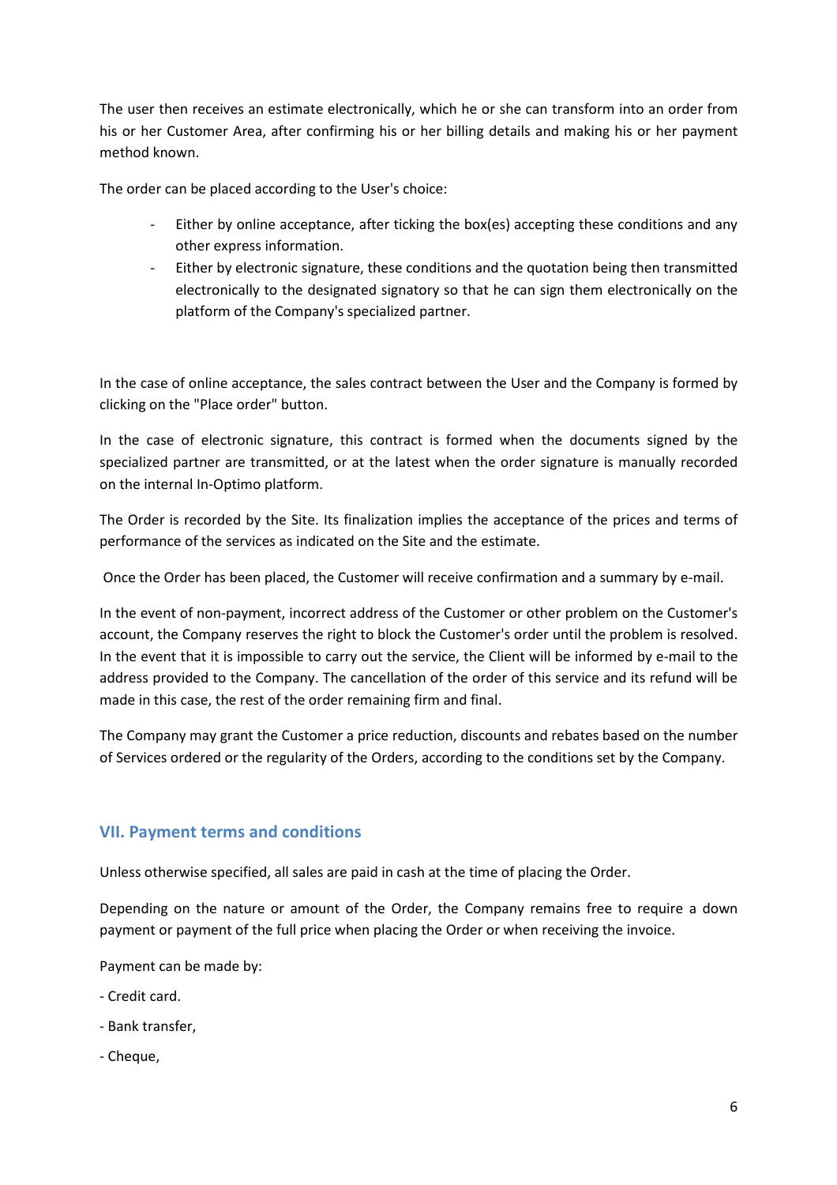The user then receives an estimate electronically, which he or she can transform into an order from his or her Customer Area, after confirming his or her billing details and making his or her payment method known.

The order can be placed according to the User's choice:

- Either by online acceptance, after ticking the box(es) accepting these conditions and any other express information.
- Either by electronic signature, these conditions and the quotation being then transmitted electronically to the designated signatory so that he can sign them electronically on the platform of the Company's specialized partner.

In the case of online acceptance, the sales contract between the User and the Company is formed by clicking on the "Place order" button.

In the case of electronic signature, this contract is formed when the documents signed by the specialized partner are transmitted, or at the latest when the order signature is manually recorded on the internal In-Optimo platform.

The Order is recorded by the Site. Its finalization implies the acceptance of the prices and terms of performance of the services as indicated on the Site and the estimate.

Once the Order has been placed, the Customer will receive confirmation and a summary by e-mail.

In the event of non-payment, incorrect address of the Customer or other problem on the Customer's account, the Company reserves the right to block the Customer's order until the problem is resolved. In the event that it is impossible to carry out the service, the Client will be informed by e-mail to the address provided to the Company. The cancellation of the order of this service and its refund will be made in this case, the rest of the order remaining firm and final.

The Company may grant the Customer a price reduction, discounts and rebates based on the number of Services ordered or the regularity of the Orders, according to the conditions set by the Company.

## VII. Payment terms and conditions

Unless otherwise specified, all sales are paid in cash at the time of placing the Order.

Depending on the nature or amount of the Order, the Company remains free to require a down payment or payment of the full price when placing the Order or when receiving the invoice.

Payment can be made by:

- Credit card.
- Bank transfer,
- Cheque,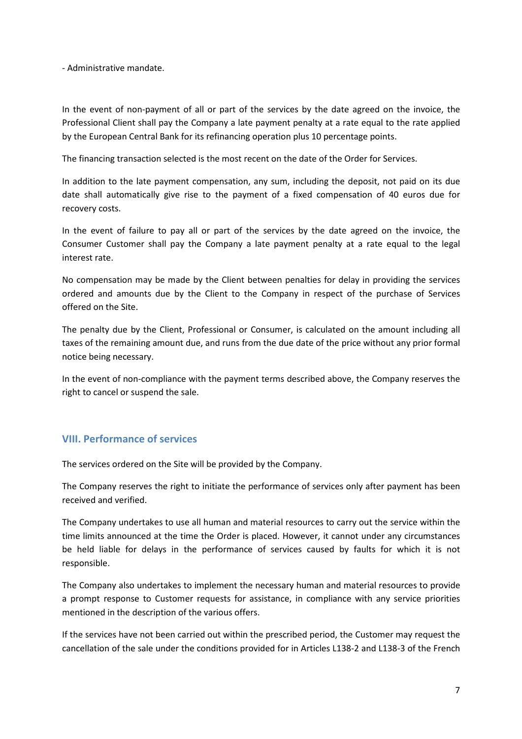- Administrative mandate.

In the event of non-payment of all or part of the services by the date agreed on the invoice, the Professional Client shall pay the Company a late payment penalty at a rate equal to the rate applied by the European Central Bank for its refinancing operation plus 10 percentage points.

The financing transaction selected is the most recent on the date of the Order for Services.

In addition to the late payment compensation, any sum, including the deposit, not paid on its due date shall automatically give rise to the payment of a fixed compensation of 40 euros due for recovery costs.

In the event of failure to pay all or part of the services by the date agreed on the invoice, the Consumer Customer shall pay the Company a late payment penalty at a rate equal to the legal interest rate.

No compensation may be made by the Client between penalties for delay in providing the services ordered and amounts due by the Client to the Company in respect of the purchase of Services offered on the Site.

The penalty due by the Client, Professional or Consumer, is calculated on the amount including all taxes of the remaining amount due, and runs from the due date of the price without any prior formal notice being necessary.

In the event of non-compliance with the payment terms described above, the Company reserves the right to cancel or suspend the sale.

## VIII. Performance of services

The services ordered on the Site will be provided by the Company.

The Company reserves the right to initiate the performance of services only after payment has been received and verified.

The Company undertakes to use all human and material resources to carry out the service within the time limits announced at the time the Order is placed. However, it cannot under any circumstances be held liable for delays in the performance of services caused by faults for which it is not responsible.

The Company also undertakes to implement the necessary human and material resources to provide a prompt response to Customer requests for assistance, in compliance with any service priorities mentioned in the description of the various offers.

If the services have not been carried out within the prescribed period, the Customer may request the cancellation of the sale under the conditions provided for in Articles L138-2 and L138-3 of the French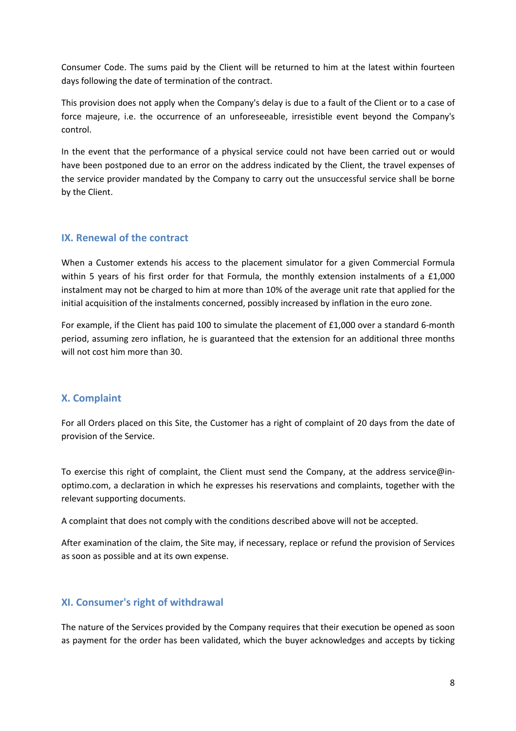Consumer Code. The sums paid by the Client will be returned to him at the latest within fourteen days following the date of termination of the contract.

This provision does not apply when the Company's delay is due to a fault of the Client or to a case of force majeure, i.e. the occurrence of an unforeseeable, irresistible event beyond the Company's control.

In the event that the performance of a physical service could not have been carried out or would have been postponed due to an error on the address indicated by the Client, the travel expenses of the service provider mandated by the Company to carry out the unsuccessful service shall be borne by the Client.

## IX. Renewal of the contract

When a Customer extends his access to the placement simulator for a given Commercial Formula within 5 years of his first order for that Formula, the monthly extension instalments of a £1,000 instalment may not be charged to him at more than 10% of the average unit rate that applied for the initial acquisition of the instalments concerned, possibly increased by inflation in the euro zone.

For example, if the Client has paid 100 to simulate the placement of £1,000 over a standard 6-month period, assuming zero inflation, he is guaranteed that the extension for an additional three months will not cost him more than 30.

## X. Complaint

For all Orders placed on this Site, the Customer has a right of complaint of 20 days from the date of provision of the Service.

To exercise this right of complaint, the Client must send the Company, at the address service@in-optimo.com, a declaration in which he expresses his reservations and complaints, together with the relevant supporting documents.

A complaint that does not comply with the conditions described above will not be accepted.

After examination of the claim, the Site may, if necessary, replace or refund the provision of Services as soon as possible and at its own expense.

## XI. Consumer's right of withdrawal

The nature of the Services provided by the Company requires that their execution be opened as soon as payment for the order has been validated, which the buyer acknowledges and accepts by ticking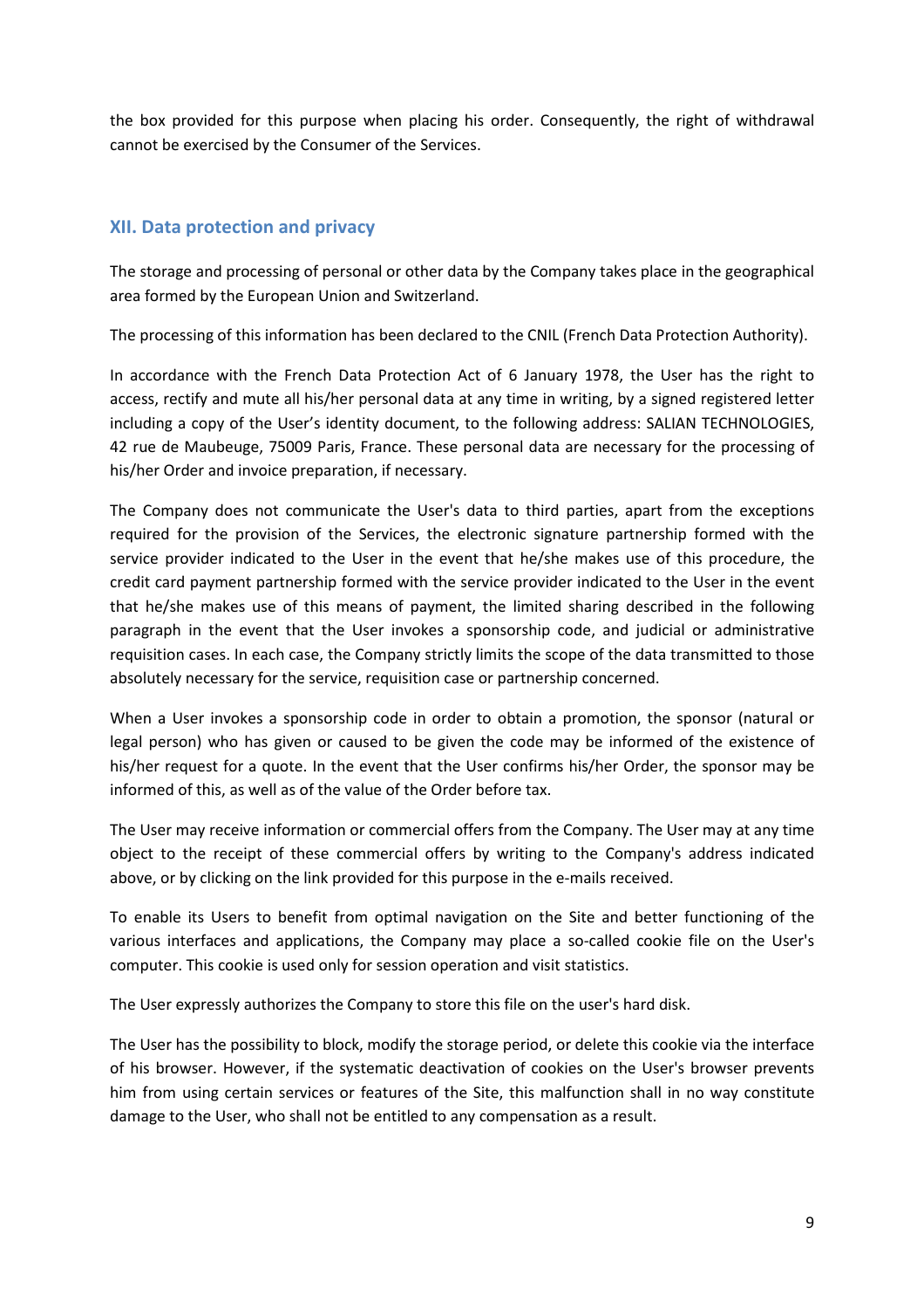the box provided for this purpose when placing his order. Consequently, the right of withdrawal cannot be exercised by the Consumer of the Services.

## XII. Data protection and privacy

The storage and processing of personal or other data by the Company takes place in the geographical area formed by the European Union and Switzerland.

The processing of this information has been declared to the CNIL (French Data Protection Authority).

In accordance with the French Data Protection Act of 6 January 1978, the User has the right to access, rectify and mute all his/her personal data at any time in writing, by a signed registered letter including a copy of the User's identity document, to the following address: SALIAN TECHNOLOGIES, 42 rue de Maubeuge, 75009 Paris, France. These personal data are necessary for the processing of his/her Order and invoice preparation, if necessary.

The Company does not communicate the User's data to third parties, apart from the exceptions required for the provision of the Services, the electronic signature partnership formed with the service provider indicated to the User in the event that he/she makes use of this procedure, the credit card payment partnership formed with the service provider indicated to the User in the event that he/she makes use of this means of payment, the limited sharing described in the following paragraph in the event that the User invokes a sponsorship code, and judicial or administrative requisition cases. In each case, the Company strictly limits the scope of the data transmitted to those absolutely necessary for the service, requisition case or partnership concerned.

When a User invokes a sponsorship code in order to obtain a promotion, the sponsor (natural or legal person) who has given or caused to be given the code may be informed of the existence of his/her request for a quote. In the event that the User confirms his/her Order, the sponsor may be informed of this, as well as of the value of the Order before tax.

The User may receive information or commercial offers from the Company. The User may at any time object to the receipt of these commercial offers by writing to the Company's address indicated above, or by clicking on the link provided for this purpose in the e-mails received.

To enable its Users to benefit from optimal navigation on the Site and better functioning of the various interfaces and applications, the Company may place a so-called cookie file on the User's computer. This cookie is used only for session operation and visit statistics.

The User expressly authorizes the Company to store this file on the user's hard disk.

The User has the possibility to block, modify the storage period, or delete this cookie via the interface of his browser. However, if the systematic deactivation of cookies on the User's browser prevents him from using certain services or features of the Site, this malfunction shall in no way constitute damage to the User, who shall not be entitled to any compensation as a result.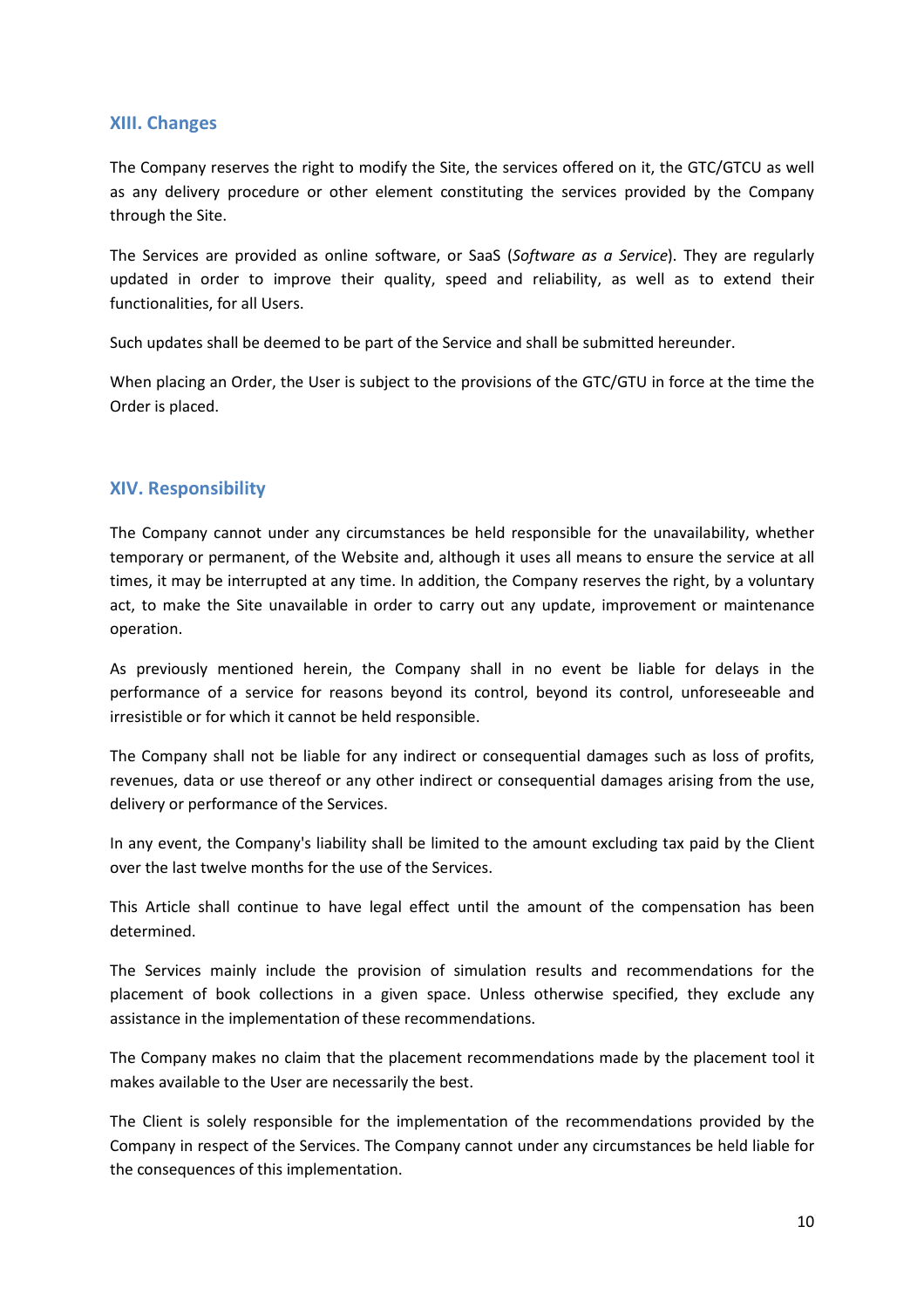## XIII. Changes

The Company reserves the right to modify the Site, the services offered on it, the GTC/GTCU as well as any delivery procedure or other element constituting the services provided by the Company through the Site.

The Services are provided as online software, or SaaS (*Software as a Service*). They are regularly updated in order to improve their quality, speed and reliability, as well as to extend their functionalities, for all Users.

Such updates shall be deemed to be part of the Service and shall be submitted hereunder.

When placing an Order, the User is subject to the provisions of the GTC/GTU in force at the time the Order is placed.

## XIV. Responsibility

The Company cannot under any circumstances be held responsible for the unavailability, whether temporary or permanent, of the Website and, although it uses all means to ensure the service at all times, it may be interrupted at any time. In addition, the Company reserves the right, by a voluntary act, to make the Site unavailable in order to carry out any update, improvement or maintenance operation.

As previously mentioned herein, the Company shall in no event be liable for delays in the performance of a service for reasons beyond its control, beyond its control, unforeseeable and irresistible or for which it cannot be held responsible.

The Company shall not be liable for any indirect or consequential damages such as loss of profits, revenues, data or use thereof or any other indirect or consequential damages arising from the use, delivery or performance of the Services.

In any event, the Company's liability shall be limited to the amount excluding tax paid by the Client over the last twelve months for the use of the Services.

This Article shall continue to have legal effect until the amount of the compensation has been determined.

The Services mainly include the provision of simulation results and recommendations for the placement of book collections in a given space. Unless otherwise specified, they exclude any assistance in the implementation of these recommendations.

The Company makes no claim that the placement recommendations made by the placement tool it makes available to the User are necessarily the best.

The Client is solely responsible for the implementation of the recommendations provided by the Company in respect of the Services. The Company cannot under any circumstances be held liable for the consequences of this implementation.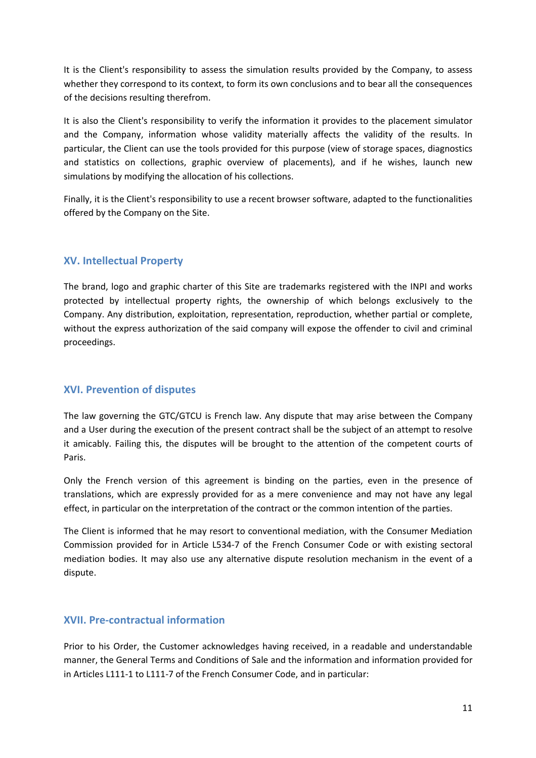It is the Client's responsibility to assess the simulation results provided by the Company, to assess whether they correspond to its context, to form its own conclusions and to bear all the consequences of the decisions resulting therefrom.

It is also the Client's responsibility to verify the information it provides to the placement simulator and the Company, information whose validity materially affects the validity of the results. In particular, the Client can use the tools provided for this purpose (view of storage spaces, diagnostics and statistics on collections, graphic overview of placements), and if he wishes, launch new simulations by modifying the allocation of his collections.

Finally, it is the Client's responsibility to use a recent browser software, adapted to the functionalities offered by the Company on the Site.

## XV. Intellectual Property

The brand, logo and graphic charter of this Site are trademarks registered with the INPI and works protected by intellectual property rights, the ownership of which belongs exclusively to the Company. Any distribution, exploitation, representation, reproduction, whether partial or complete, without the express authorization of the said company will expose the offender to civil and criminal proceedings.

## XVI. Prevention of disputes

The law governing the GTC/GTCU is French law. Any dispute that may arise between the Company and a User during the execution of the present contract shall be the subject of an attempt to resolve it amicably. Failing this, the disputes will be brought to the attention of the competent courts of Paris.

Only the French version of this agreement is binding on the parties, even in the presence of translations, which are expressly provided for as a mere convenience and may not have any legal effect, in particular on the interpretation of the contract or the common intention of the parties.

The Client is informed that he may resort to conventional mediation, with the Consumer Mediation Commission provided for in Article L534-7 of the French Consumer Code or with existing sectoral mediation bodies. It may also use any alternative dispute resolution mechanism in the event of a dispute.

## XVII. Pre-contractual information

Prior to his Order, the Customer acknowledges having received, in a readable and understandable manner, the General Terms and Conditions of Sale and the information and information provided for in Articles L111-1 to L111-7 of the French Consumer Code, and in particular: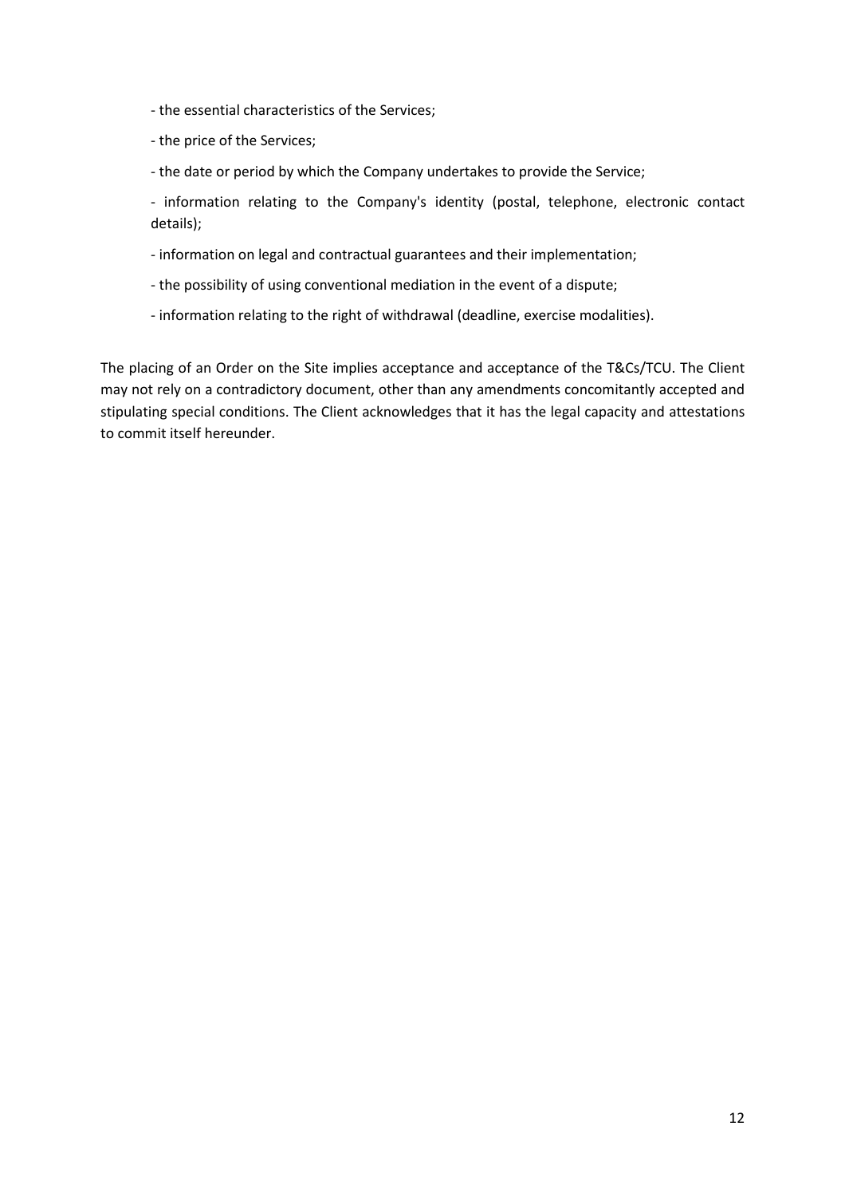- the essential characteristics of the Services;

- the price of the Services;

- the date or period by which the Company undertakes to provide the Service;

- information relating to the Company's identity (postal, telephone, electronic contact details);

- information on legal and contractual guarantees and their implementation;

- the possibility of using conventional mediation in the event of a dispute;

- information relating to the right of withdrawal (deadline, exercise modalities).

The placing of an Order on the Site implies acceptance and acceptance of the T&Cs/TCU. The Client may not rely on a contradictory document, other than any amendments concomitantly accepted and stipulating special conditions. The Client acknowledges that it has the legal capacity and attestations to commit itself hereunder.